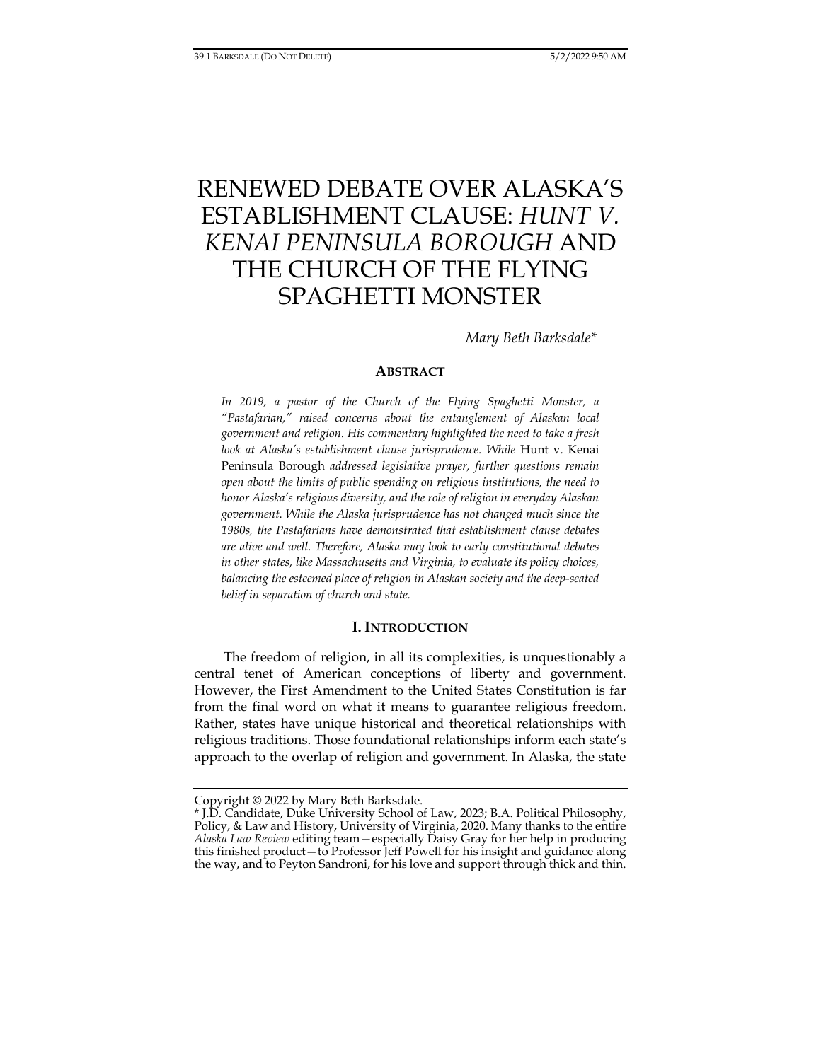# RENEWED DEBATE OVER ALASKA'S ESTABLISHMENT CLAUSE: *HUNT V. KENAI PENINSULA BOROUGH* AND THE CHURCH OF THE FLYING SPAGHETTI MONSTER

*Mary Beth Barksdale**

## ABSTRACT

*In 2019, a pastor of the Church of the Flying Spaghetti Monster, a "Pastafarian," raised concerns about the entanglement of Alaskan local government and religion. His commentary highlighted the need to take a fresh look at Alaska's establishment clause jurisprudence. While* Hunt v. Kenai Peninsula Borough *addressed legislative prayer, further questions remain open about the limits of public spending on religious institutions, the need to honor Alaska's religious diversity, and the role of religion in everyday Alaskan government. While the Alaska jurisprudence has not changed much since the 1980s, the Pastafarians have demonstrated that establishment clause debates are alive and well. Therefore, Alaska may look to early constitutional debates in other states, like Massachusetts and Virginia, to evaluate its policy choices, balancing the esteemed place of religion in Alaskan society and the deep-seated belief in separation of church and state.*

## I. INTRODUCTION

The freedom of religion, in all its complexities, is unquestionably a central tenet of American conceptions of liberty and government. However, the First Amendment to the United States Constitution is far from the final word on what it means to guarantee religious freedom. Rather, states have unique historical and theoretical relationships with religious traditions. Those foundational relationships inform each state's approach to the overlap of religion and government. In Alaska, the state

---

Copyright © 2022 by Mary Beth Barksdale.

\* J.D. Candidate, Duke University School of Law, 2023; B.A. Political Philosophy, Policy, & Law and History, University of Virginia, 2020. Many thanks to the entire *Alaska Law Review* editing team—especially Daisy Gray for her help in producing this finished product—to Professor Jeff Powell for his insight and guidance along the way, and to Peyton Sandroni, for his love and support through thick and thin.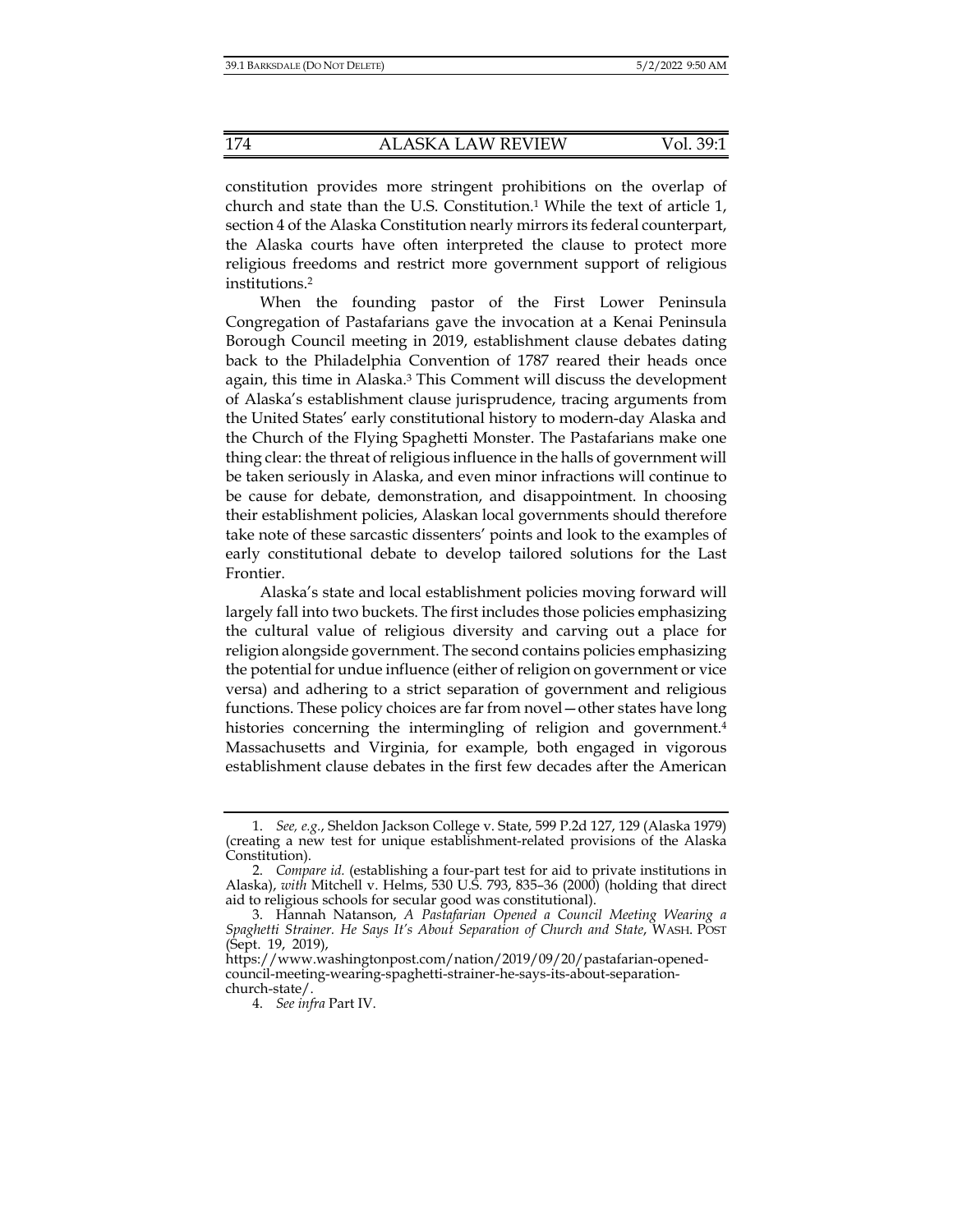constitution provides more stringent prohibitions on the overlap of church and state than the U.S. Constitution.[1] While the text of article 1, section 4 of the Alaska Constitution nearly mirrors its federal counterpart, the Alaska courts have often interpreted the clause to protect more religious freedoms and restrict more government support of religious institutions.[2]

When the founding pastor of the First Lower Peninsula Congregation of Pastafarians gave the invocation at a Kenai Peninsula Borough Council meeting in 2019, establishment clause debates dating back to the Philadelphia Convention of 1787 reared their heads once again, this time in Alaska.[3] This Comment will discuss the development of Alaska's establishment clause jurisprudence, tracing arguments from the United States' early constitutional history to modern-day Alaska and the Church of the Flying Spaghetti Monster. The Pastafarians make one thing clear: the threat of religious influence in the halls of government will be taken seriously in Alaska, and even minor infractions will continue to be cause for debate, demonstration, and disappointment. In choosing their establishment policies, Alaskan local governments should therefore take note of these sarcastic dissenters' points and look to the examples of early constitutional debate to develop tailored solutions for the Last Frontier.

Alaska's state and local establishment policies moving forward will largely fall into two buckets. The first includes those policies emphasizing the cultural value of religious diversity and carving out a place for religion alongside government. The second contains policies emphasizing the potential for undue influence (either of religion on government or vice versa) and adhering to a strict separation of government and religious functions. These policy choices are far from novel—other states have long histories concerning the intermingling of religion and government.[4] Massachusetts and Virginia, for example, both engaged in vigorous establishment clause debates in the first few decades after the American

---

1. *See, e.g.*, Sheldon Jackson College v. State, 599 P.2d 127, 129 (Alaska 1979) (creating a new test for unique establishment-related provisions of the Alaska Constitution).

2. *Compare id.* (establishing a four-part test for aid to private institutions in Alaska), *with* Mitchell v. Helms, 530 U.S. 793, 835–36 (2000) (holding that direct aid to religious schools for secular good was constitutional).

3. Hannah Natanson, *A Pastafarian Opened a Council Meeting Wearing a Spaghetti Strainer. He Says It's About Separation of Church and State*, WASH. POST (Sept. 19, 2019), https://www.washingtonpost.com/nation/2019/09/20/pastafarian-opened-council-meeting-wearing-spaghetti-strainer-he-says-its-about-separation-church-state/.

4. *See infra* Part IV.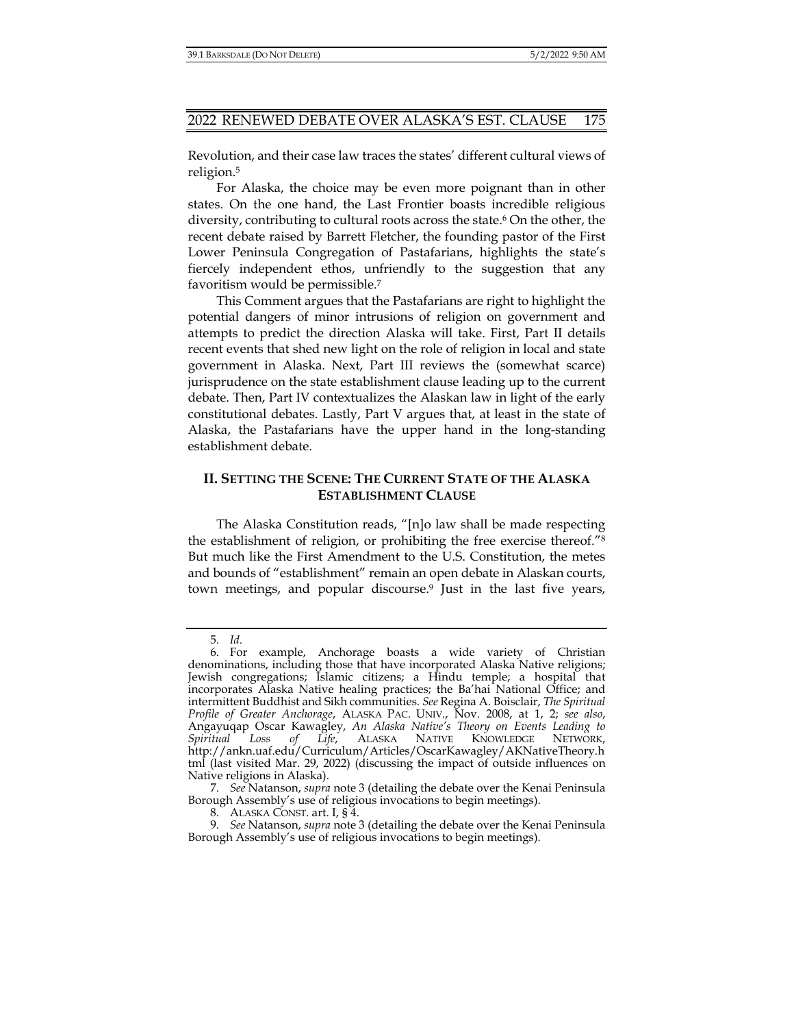Revolution, and their case law traces the states' different cultural views of religion.[5]

For Alaska, the choice may be even more poignant than in other states. On the one hand, the Last Frontier boasts incredible religious diversity, contributing to cultural roots across the state.[6] On the other, the recent debate raised by Barrett Fletcher, the founding pastor of the First Lower Peninsula Congregation of Pastafarians, highlights the state's fiercely independent ethos, unfriendly to the suggestion that any favoritism would be permissible.[7]

This Comment argues that the Pastafarians are right to highlight the potential dangers of minor intrusions of religion on government and attempts to predict the direction Alaska will take. First, Part II details recent events that shed new light on the role of religion in local and state government in Alaska. Next, Part III reviews the (somewhat scarce) jurisprudence on the state establishment clause leading up to the current debate. Then, Part IV contextualizes the Alaskan law in light of the early constitutional debates. Lastly, Part V argues that, at least in the state of Alaska, the Pastafarians have the upper hand in the long-standing establishment debate.

## II. SETTING THE SCENE: THE CURRENT STATE OF THE ALASKA ESTABLISHMENT CLAUSE

The Alaska Constitution reads, "[n]o law shall be made respecting the establishment of religion, or prohibiting the free exercise thereof."[8] But much like the First Amendment to the U.S. Constitution, the metes and bounds of "establishment" remain an open debate in Alaskan courts, town meetings, and popular discourse.[9] Just in the last five years,

---

5. *Id.*

6. For example, Anchorage boasts a wide variety of Christian denominations, including those that have incorporated Alaska Native religions; Jewish congregations; Islamic citizens; a Hindu temple; a hospital that incorporates Alaska Native healing practices; the Ba'hai National Office; and intermittent Buddhist and Sikh communities. *See* Regina A. Boisclair, *The Spiritual Profile of Greater Anchorage*, ALASKA PAC. UNIV., Nov. 2008, at 1, 2; *see also*, Angayuqap Oscar Kawagley, *An Alaska Native's Theory on Events Leading to Spiritual Loss of Life*, ALASKA NATIVE KNOWLEDGE NETWORK, http://ankn.uaf.edu/Curriculum/Articles/OscarKawagley/AKNativeTheory.html (last visited Mar. 29, 2022) (discussing the impact of outside influences on Native religions in Alaska).

7. *See* Natanson, *supra* note 3 (detailing the debate over the Kenai Peninsula Borough Assembly's use of religious invocations to begin meetings).

8. ALASKA CONST. art. I, § 4.

9. *See* Natanson, *supra* note 3 (detailing the debate over the Kenai Peninsula Borough Assembly's use of religious invocations to begin meetings).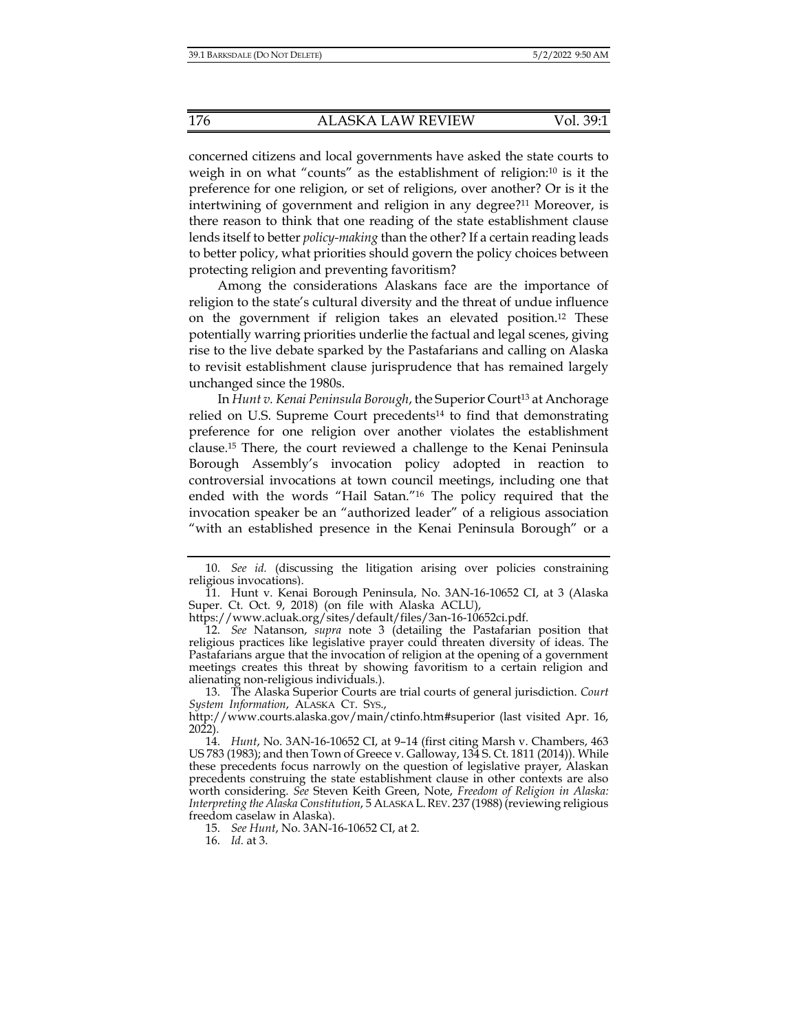concerned citizens and local governments have asked the state courts to weigh in on what "counts" as the establishment of religion:[10] is it the preference for one religion, or set of religions, over another? Or is it the intertwining of government and religion in any degree?[11] Moreover, is there reason to think that one reading of the state establishment clause lends itself to better *policy-making* than the other? If a certain reading leads to better policy, what priorities should govern the policy choices between protecting religion and preventing favoritism?

Among the considerations Alaskans face are the importance of religion to the state's cultural diversity and the threat of undue influence on the government if religion takes an elevated position.[12] These potentially warring priorities underlie the factual and legal scenes, giving rise to the live debate sparked by the Pastafarians and calling on Alaska to revisit establishment clause jurisprudence that has remained largely unchanged since the 1980s.

In *Hunt v. Kenai Peninsula Borough*, the Superior Court[13] at Anchorage relied on U.S. Supreme Court precedents[14] to find that demonstrating preference for one religion over another violates the establishment clause.[15] There, the court reviewed a challenge to the Kenai Peninsula Borough Assembly's invocation policy adopted in reaction to controversial invocations at town council meetings, including one that ended with the words "Hail Satan."[16] The policy required that the invocation speaker be an "authorized leader" of a religious association "with an established presence in the Kenai Peninsula Borough" or a

---

10. *See id.* (discussing the litigation arising over policies constraining religious invocations).

11. Hunt v. Kenai Borough Peninsula, No. 3AN-16-10652 CI, at 3 (Alaska Super. Ct. Oct. 9, 2018) (on file with Alaska ACLU), https://www.acluak.org/sites/default/files/3an-16-10652ci.pdf.

12. *See* Natanson, *supra* note 3 (detailing the Pastafarian position that religious practices like legislative prayer could threaten diversity of ideas. The Pastafarians argue that the invocation of religion at the opening of a government meetings creates this threat by showing favoritism to a certain religion and alienating non-religious individuals.).

13. The Alaska Superior Courts are trial courts of general jurisdiction. *Court System Information*, ALASKA CT. SYS., http://www.courts.alaska.gov/main/ctinfo.htm#superior (last visited Apr. 16, 2022).

14. *Hunt*, No. 3AN-16-10652 CI, at 9–14 (first citing Marsh v. Chambers, 463 US 783 (1983); and then Town of Greece v. Galloway, 134 S. Ct. 1811 (2014)). While these precedents focus narrowly on the question of legislative prayer, Alaskan precedents construing the state establishment clause in other contexts are also worth considering. *See* Steven Keith Green, Note, *Freedom of Religion in Alaska: Interpreting the Alaska Constitution*, 5 ALASKA L. REV. 237 (1988) (reviewing religious freedom caselaw in Alaska).

15. *See Hunt*, No. 3AN-16-10652 CI, at 2.

16. *Id.* at 3.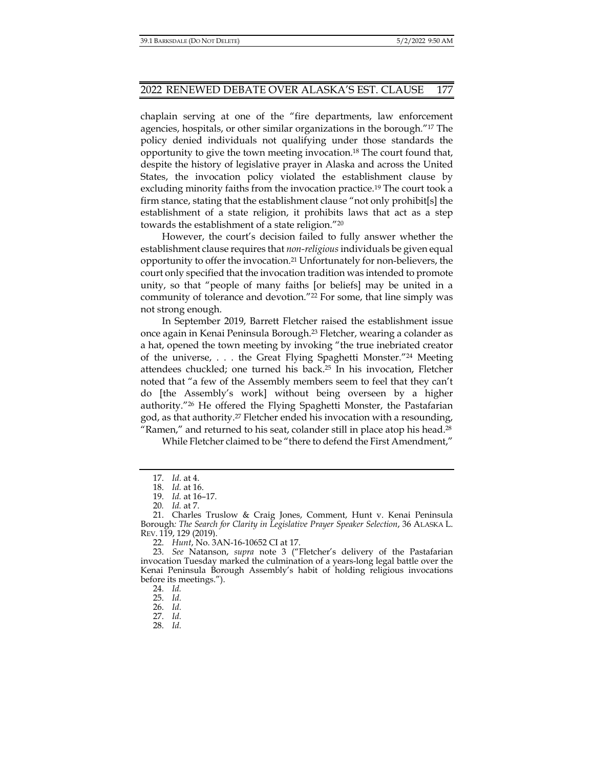chaplain serving at one of the "fire departments, law enforcement agencies, hospitals, or other similar organizations in the borough."[17] The policy denied individuals not qualifying under those standards the opportunity to give the town meeting invocation.[18] The court found that, despite the history of legislative prayer in Alaska and across the United States, the invocation policy violated the establishment clause by excluding minority faiths from the invocation practice.[19] The court took a firm stance, stating that the establishment clause "not only prohibit[s] the establishment of a state religion, it prohibits laws that act as a step towards the establishment of a state religion."[20]

However, the court's decision failed to fully answer whether the establishment clause requires that *non-religious* individuals be given equal opportunity to offer the invocation.[21] Unfortunately for non-believers, the court only specified that the invocation tradition was intended to promote unity, so that "people of many faiths [or beliefs] may be united in a community of tolerance and devotion."[22] For some, that line simply was not strong enough.

In September 2019, Barrett Fletcher raised the establishment issue once again in Kenai Peninsula Borough.[23] Fletcher, wearing a colander as a hat, opened the town meeting by invoking "the true inebriated creator of the universe, . . . the Great Flying Spaghetti Monster."[24] Meeting attendees chuckled; one turned his back.[25] In his invocation, Fletcher noted that "a few of the Assembly members seem to feel that they can't do [the Assembly's work] without being overseen by a higher authority."[26] He offered the Flying Spaghetti Monster, the Pastafarian god, as that authority.[27] Fletcher ended his invocation with a resounding, "Ramen," and returned to his seat, colander still in place atop his head.[28]

While Fletcher claimed to be "there to defend the First Amendment,"

---

17. *Id.* at 4.
18. *Id.* at 16.
19. *Id.* at 16–17.
20. *Id.* at 7.
21. Charles Truslow & Craig Jones, Comment, Hunt v. Kenai Peninsula Borough*: The Search for Clarity in Legislative Prayer Speaker Selection*, 36 ALASKA L. REV. 119, 129 (2019).
22. *Hunt*, No. 3AN-16-10652 CI at 17.
23. *See* Natanson, *supra* note 3 ("Fletcher's delivery of the Pastafarian invocation Tuesday marked the culmination of a years-long legal battle over the Kenai Peninsula Borough Assembly's habit of holding religious invocations before its meetings.").
24. *Id.*
25. *Id.*
26. *Id.*
27. *Id.*
28. *Id.*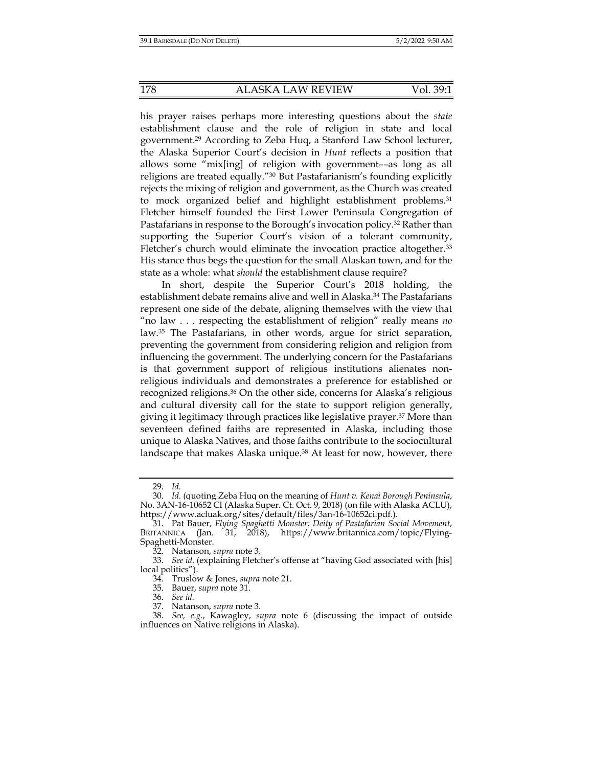his prayer raises perhaps more interesting questions about the *state* establishment clause and the role of religion in state and local government.[29] According to Zeba Huq, a Stanford Law School lecturer, the Alaska Superior Court's decision in *Hunt* reflects a position that allows some "mix[ing] of religion with government––as long as all religions are treated equally."[30] But Pastafarianism's founding explicitly rejects the mixing of religion and government, as the Church was created to mock organized belief and highlight establishment problems.[31] Fletcher himself founded the First Lower Peninsula Congregation of Pastafarians in response to the Borough's invocation policy.[32] Rather than supporting the Superior Court's vision of a tolerant community, Fletcher's church would eliminate the invocation practice altogether.[33] His stance thus begs the question for the small Alaskan town, and for the state as a whole: what *should* the establishment clause require?

In short, despite the Superior Court's 2018 holding, the establishment debate remains alive and well in Alaska.[34] The Pastafarians represent one side of the debate, aligning themselves with the view that "no law . . . respecting the establishment of religion" really means *no* law.[35] The Pastafarians, in other words, argue for strict separation, preventing the government from considering religion and religion from influencing the government. The underlying concern for the Pastafarians is that government support of religious institutions alienates non-religious individuals and demonstrates a preference for established or recognized religions.[36] On the other side, concerns for Alaska's religious and cultural diversity call for the state to support religion generally, giving it legitimacy through practices like legislative prayer.[37] More than seventeen defined faiths are represented in Alaska, including those unique to Alaska Natives, and those faiths contribute to the sociocultural landscape that makes Alaska unique.[38] At least for now, however, there

---

29. *Id.*

30. *Id.* (quoting Zeba Huq on the meaning of *Hunt v. Kenai Borough Peninsula*, No. 3AN-16-10652 CI (Alaska Super. Ct. Oct. 9, 2018) (on file with Alaska ACLU), https://www.acluak.org/sites/default/files/3an-16-10652ci.pdf.).

31. Pat Bauer, *Flying Spaghetti Monster: Deity of Pastafarian Social Movement*, BRITANNICA (Jan. 31, 2018), https://www.britannica.com/topic/Flying-Spaghetti-Monster.

32. Natanson, *supra* note 3.

33. *See id.* (explaining Fletcher's offense at "having God associated with [his] local politics").

34. Truslow & Jones, *supra* note 21.

35. Bauer, *supra* note 31.

36. *See id.*

37. Natanson, *supra* note 3.

38. *See, e.g.*, Kawagley, *supra* note 6 (discussing the impact of outside influences on Native religions in Alaska).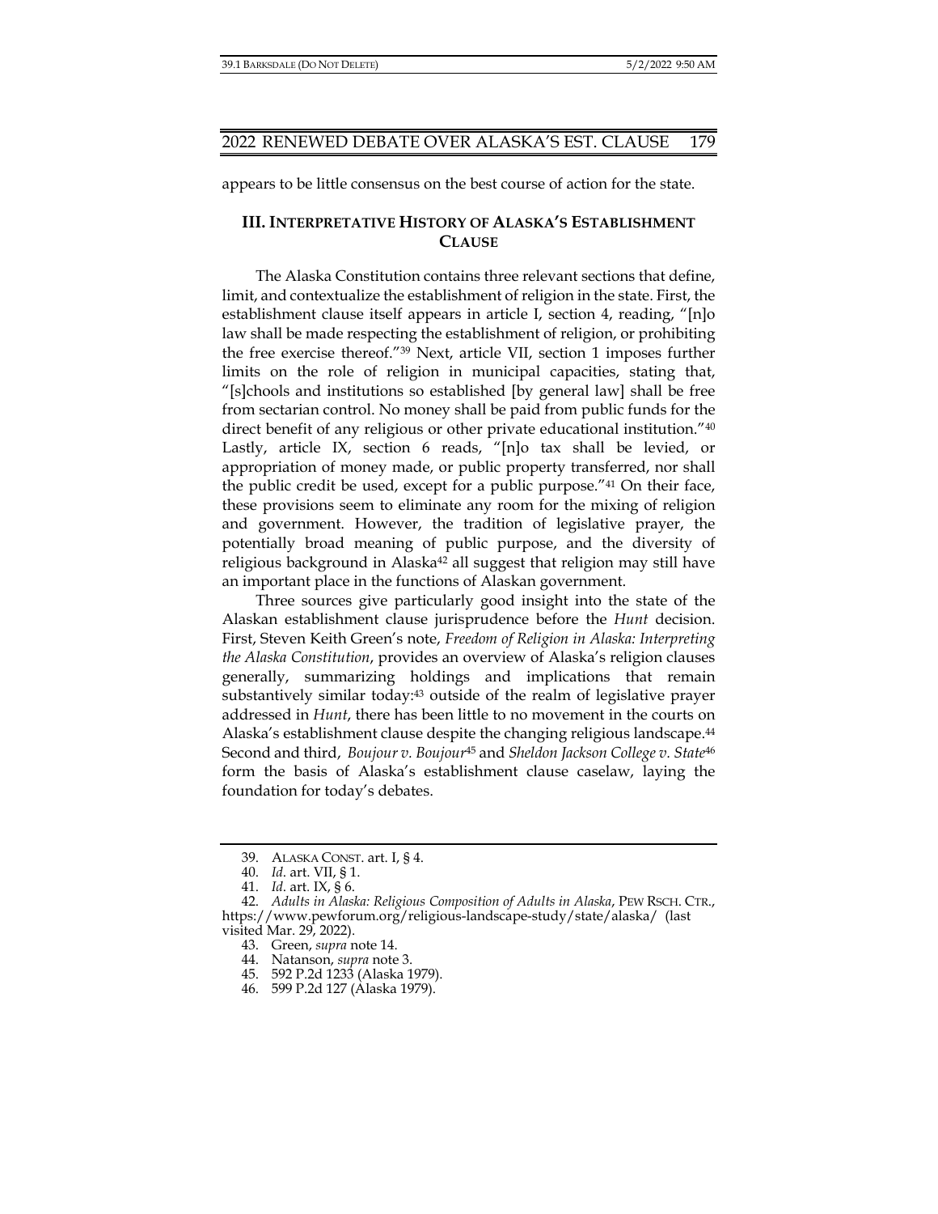appears to be little consensus on the best course of action for the state.

## III. INTERPRETATIVE HISTORY OF ALASKA'S ESTABLISHMENT CLAUSE

The Alaska Constitution contains three relevant sections that define, limit, and contextualize the establishment of religion in the state. First, the establishment clause itself appears in article I, section 4, reading, "[n]o law shall be made respecting the establishment of religion, or prohibiting the free exercise thereof."[39] Next, article VII, section 1 imposes further limits on the role of religion in municipal capacities, stating that, "[s]chools and institutions so established [by general law] shall be free from sectarian control. No money shall be paid from public funds for the direct benefit of any religious or other private educational institution."[40] Lastly, article IX, section 6 reads, "[n]o tax shall be levied, or appropriation of money made, or public property transferred, nor shall the public credit be used, except for a public purpose."[41] On their face, these provisions seem to eliminate any room for the mixing of religion and government. However, the tradition of legislative prayer, the potentially broad meaning of public purpose, and the diversity of religious background in Alaska[42] all suggest that religion may still have an important place in the functions of Alaskan government.

Three sources give particularly good insight into the state of the Alaskan establishment clause jurisprudence before the *Hunt* decision. First, Steven Keith Green's note, *Freedom of Religion in Alaska: Interpreting the Alaska Constitution*, provides an overview of Alaska's religion clauses generally, summarizing holdings and implications that remain substantively similar today:[43] outside of the realm of legislative prayer addressed in *Hunt*, there has been little to no movement in the courts on Alaska's establishment clause despite the changing religious landscape.[44] Second and third, *Boujour v. Boujour*[45] and *Sheldon Jackson College v. State*[46] form the basis of Alaska's establishment clause caselaw, laying the foundation for today's debates.

---

39. ALASKA CONST. art. I, § 4.
40. *Id.* art. VII, § 1.
41. *Id*. art. IX, § 6.
42. *Adults in Alaska: Religious Composition of Adults in Alaska*, PEW RSCH. CTR., https://www.pewforum.org/religious-landscape-study/state/alaska/ (last visited Mar. 29, 2022).
43. Green, *supra* note 14.
44. Natanson, *supra* note 3.
45. 592 P.2d 1233 (Alaska 1979).
46. 599 P.2d 127 (Alaska 1979).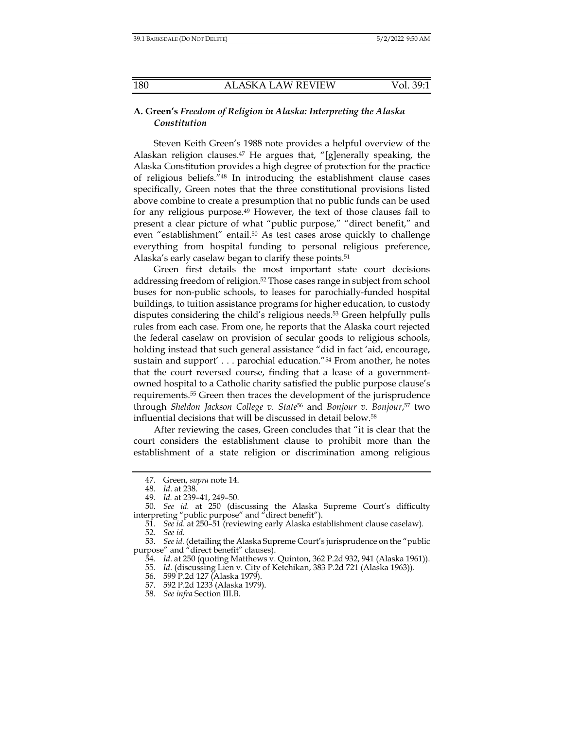### A. Green's *Freedom of Religion in Alaska: Interpreting the Alaska Constitution*

Steven Keith Green's 1988 note provides a helpful overview of the Alaskan religion clauses.[47] He argues that, "[g]enerally speaking, the Alaska Constitution provides a high degree of protection for the practice of religious beliefs."[48] In introducing the establishment clause cases specifically, Green notes that the three constitutional provisions listed above combine to create a presumption that no public funds can be used for any religious purpose.[49] However, the text of those clauses fail to present a clear picture of what "public purpose," "direct benefit," and even "establishment" entail.[50] As test cases arose quickly to challenge everything from hospital funding to personal religious preference, Alaska's early caselaw began to clarify these points.[51]

Green first details the most important state court decisions addressing freedom of religion.[52] Those cases range in subject from school buses for non-public schools, to leases for parochially-funded hospital buildings, to tuition assistance programs for higher education, to custody disputes considering the child's religious needs.[53] Green helpfully pulls rules from each case. From one, he reports that the Alaska court rejected the federal caselaw on provision of secular goods to religious schools, holding instead that such general assistance "did in fact 'aid, encourage, sustain and support' . . . parochial education."[54] From another, he notes that the court reversed course, finding that a lease of a government-owned hospital to a Catholic charity satisfied the public purpose clause's requirements.[55] Green then traces the development of the jurisprudence through *Sheldon Jackson College v. State*[56] and *Bonjour v. Bonjour*,[57] two influential decisions that will be discussed in detail below.[58]

After reviewing the cases, Green concludes that "it is clear that the court considers the establishment clause to prohibit more than the establishment of a state religion or discrimination among religious

---

47. Green, *supra* note 14.

48. *Id*. at 238.

49. *Id.* at 239–41, 249–50.

50. *See id.* at 250 (discussing the Alaska Supreme Court's difficulty interpreting "public purpose" and "direct benefit").

51. *See id*. at 250–51 (reviewing early Alaska establishment clause caselaw).

52. *See id.*

53. *See id.* (detailing the Alaska Supreme Court's jurisprudence on the "public purpose" and "direct benefit" clauses).

54. *Id*. at 250 (quoting Matthews v. Quinton, 362 P.2d 932, 941 (Alaska 1961)).

55. *Id*. (discussing Lien v. City of Ketchikan, 383 P.2d 721 (Alaska 1963)).

56. 599 P.2d 127 (Alaska 1979).

57. 592 P.2d 1233 (Alaska 1979).

58. *See infra* Section III.B.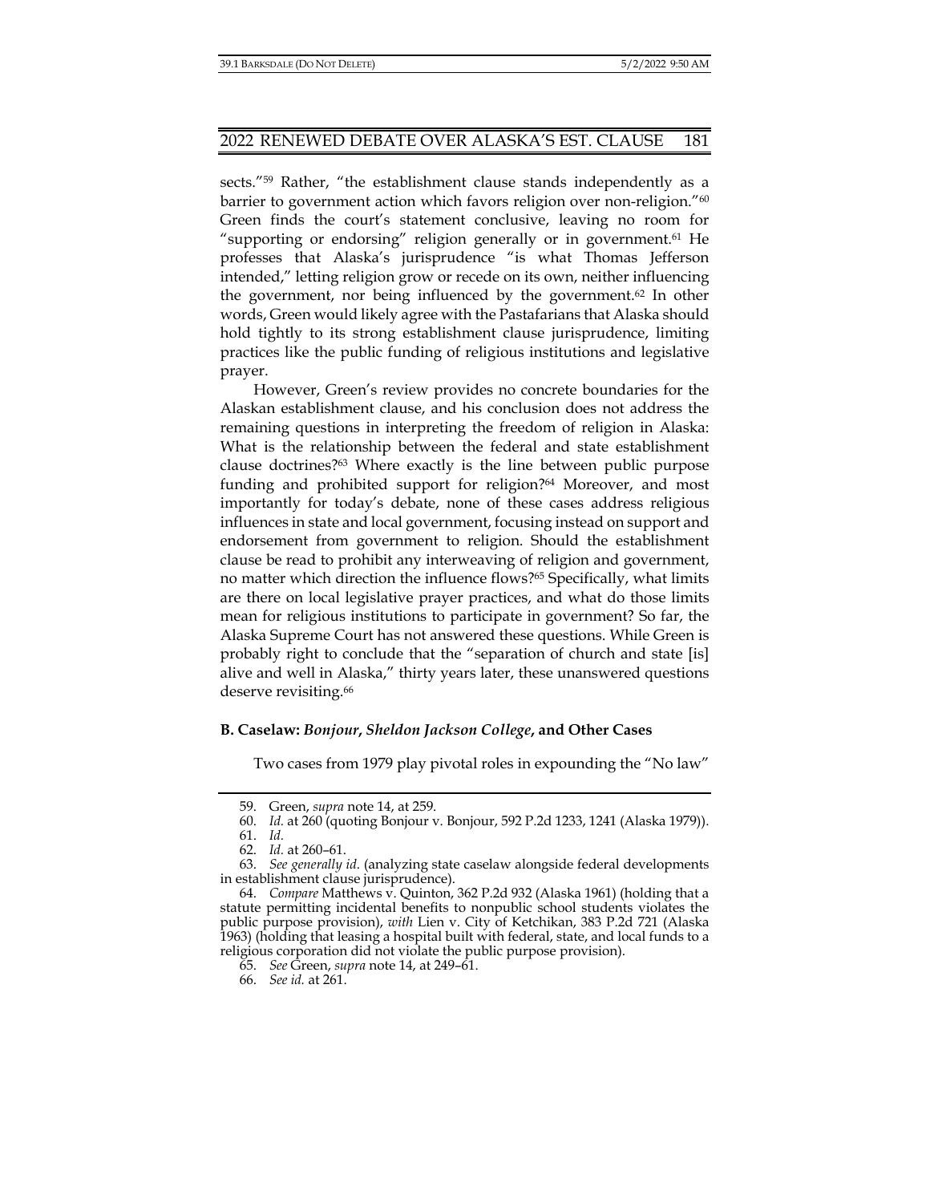sects."[59] Rather, "the establishment clause stands independently as a barrier to government action which favors religion over non-religion."[60] Green finds the court's statement conclusive, leaving no room for "supporting or endorsing" religion generally or in government.[61] He professes that Alaska's jurisprudence "is what Thomas Jefferson intended," letting religion grow or recede on its own, neither influencing the government, nor being influenced by the government.[62] In other words, Green would likely agree with the Pastafarians that Alaska should hold tightly to its strong establishment clause jurisprudence, limiting practices like the public funding of religious institutions and legislative prayer.

However, Green's review provides no concrete boundaries for the Alaskan establishment clause, and his conclusion does not address the remaining questions in interpreting the freedom of religion in Alaska: What is the relationship between the federal and state establishment clause doctrines?[63] Where exactly is the line between public purpose funding and prohibited support for religion?[64] Moreover, and most importantly for today's debate, none of these cases address religious influences in state and local government, focusing instead on support and endorsement from government to religion. Should the establishment clause be read to prohibit any interweaving of religion and government, no matter which direction the influence flows?[65] Specifically, what limits are there on local legislative prayer practices, and what do those limits mean for religious institutions to participate in government? So far, the Alaska Supreme Court has not answered these questions. While Green is probably right to conclude that the "separation of church and state [is] alive and well in Alaska," thirty years later, these unanswered questions deserve revisiting.[66]

### B. Caselaw: *Bonjour*, *Sheldon Jackson College*, and Other Cases

Two cases from 1979 play pivotal roles in expounding the "No law"

---

59. Green, *supra* note 14, at 259.

60. *Id.* at 260 (quoting Bonjour v. Bonjour, 592 P.2d 1233, 1241 (Alaska 1979)).

61. *Id.*

62. *Id.* at 260–61.

63. *See generally id.* (analyzing state caselaw alongside federal developments in establishment clause jurisprudence).

64. *Compare* Matthews v. Quinton, 362 P.2d 932 (Alaska 1961) (holding that a statute permitting incidental benefits to nonpublic school students violates the public purpose provision), *with* Lien v. City of Ketchikan, 383 P.2d 721 (Alaska 1963) (holding that leasing a hospital built with federal, state, and local funds to a religious corporation did not violate the public purpose provision).

65. *See* Green, *supra* note 14, at 249–61.

66. *See id.* at 261.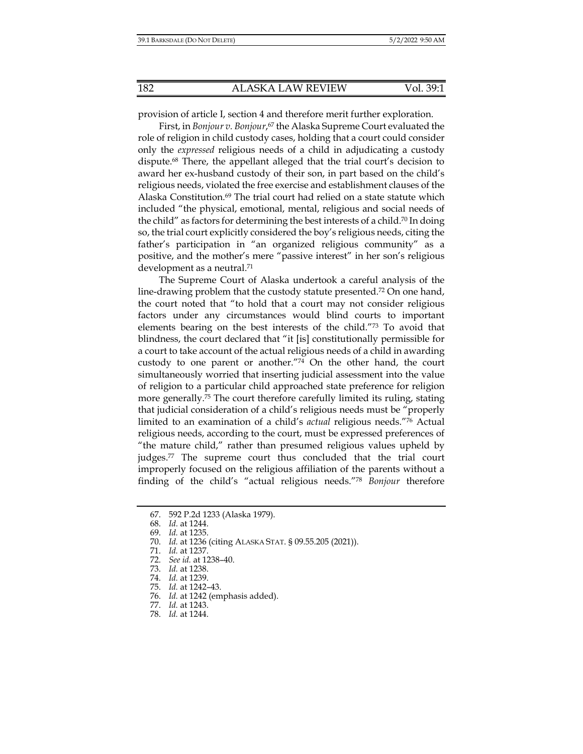provision of article I, section 4 and therefore merit further exploration.

First, in *Bonjour v. Bonjour*,[67] the Alaska Supreme Court evaluated the role of religion in child custody cases, holding that a court could consider only the *expressed* religious needs of a child in adjudicating a custody dispute.[68] There, the appellant alleged that the trial court's decision to award her ex-husband custody of their son, in part based on the child's religious needs, violated the free exercise and establishment clauses of the Alaska Constitution.[69] The trial court had relied on a state statute which included "the physical, emotional, mental, religious and social needs of the child" as factors for determining the best interests of a child.[70] In doing so, the trial court explicitly considered the boy's religious needs, citing the father's participation in "an organized religious community" as a positive, and the mother's mere "passive interest" in her son's religious development as a neutral.[71]

The Supreme Court of Alaska undertook a careful analysis of the line-drawing problem that the custody statute presented.[72] On one hand, the court noted that "to hold that a court may not consider religious factors under any circumstances would blind courts to important elements bearing on the best interests of the child."[73] To avoid that blindness, the court declared that "it [is] constitutionally permissible for a court to take account of the actual religious needs of a child in awarding custody to one parent or another."[74] On the other hand, the court simultaneously worried that inserting judicial assessment into the value of religion to a particular child approached state preference for religion more generally.[75] The court therefore carefully limited its ruling, stating that judicial consideration of a child's religious needs must be "properly limited to an examination of a child's *actual* religious needs."[76] Actual religious needs, according to the court, must be expressed preferences of "the mature child," rather than presumed religious values upheld by judges.[77] The supreme court thus concluded that the trial court improperly focused on the religious affiliation of the parents without a finding of the child's "actual religious needs."[78] *Bonjour* therefore

---

67. 592 P.2d 1233 (Alaska 1979).
68. *Id.* at 1244.
69. *Id.* at 1235.
70. *Id.* at 1236 (citing ALASKA STAT. § 09.55.205 (2021)).
71. *Id.* at 1237.
72. *See id.* at 1238–40.
73. *Id.* at 1238.
74. *Id.* at 1239.
75. *Id.* at 1242–43.
76. *Id.* at 1242 (emphasis added).
77. *Id.* at 1243.
78. *Id.* at 1244.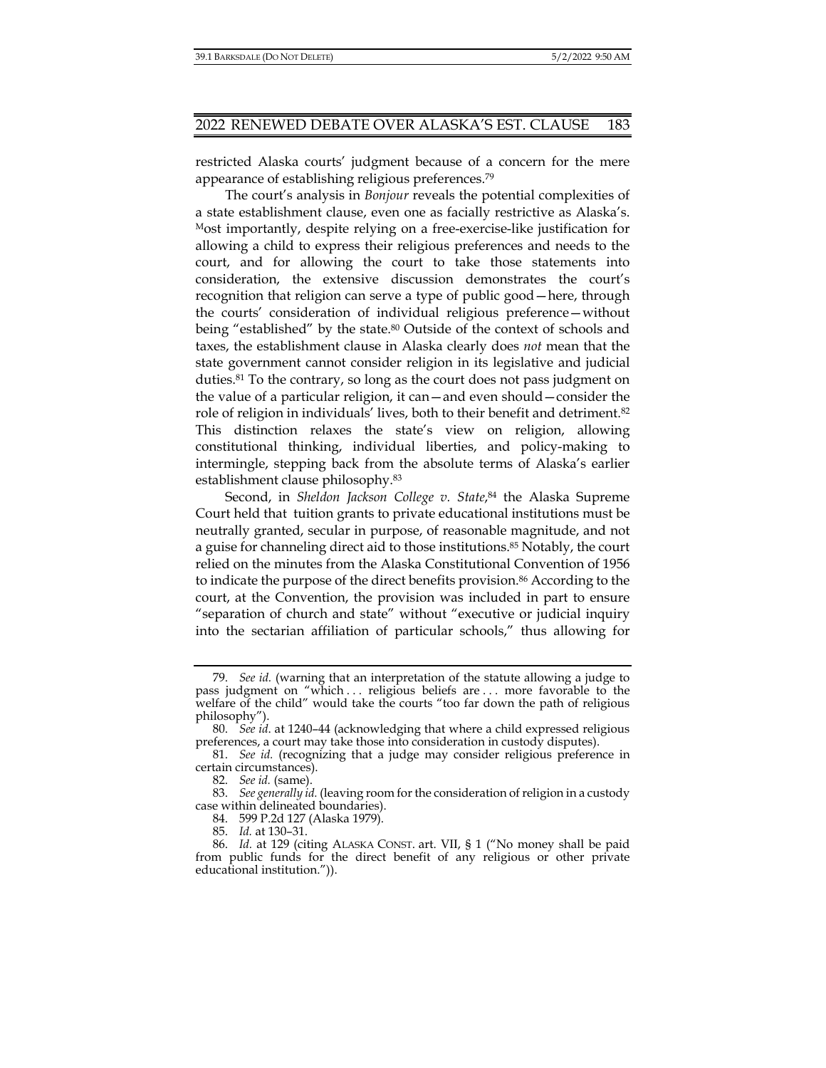restricted Alaska courts' judgment because of a concern for the mere appearance of establishing religious preferences.[79]

The court's analysis in *Bonjour* reveals the potential complexities of a state establishment clause, even one as facially restrictive as Alaska's. Most importantly, despite relying on a free-exercise-like justification for allowing a child to express their religious preferences and needs to the court, and for allowing the court to take those statements into consideration, the extensive discussion demonstrates the court's recognition that religion can serve a type of public good—here, through the courts' consideration of individual religious preference—without being "established" by the state.[80] Outside of the context of schools and taxes, the establishment clause in Alaska clearly does *not* mean that the state government cannot consider religion in its legislative and judicial duties.[81] To the contrary, so long as the court does not pass judgment on the value of a particular religion, it can—and even should—consider the role of religion in individuals' lives, both to their benefit and detriment.[82] This distinction relaxes the state's view on religion, allowing constitutional thinking, individual liberties, and policy-making to intermingle, stepping back from the absolute terms of Alaska's earlier establishment clause philosophy.[83]

Second, in *Sheldon Jackson College v. State*,[84] the Alaska Supreme Court held that tuition grants to private educational institutions must be neutrally granted, secular in purpose, of reasonable magnitude, and not a guise for channeling direct aid to those institutions.[85] Notably, the court relied on the minutes from the Alaska Constitutional Convention of 1956 to indicate the purpose of the direct benefits provision.[86] According to the court, at the Convention, the provision was included in part to ensure "separation of church and state" without "executive or judicial inquiry into the sectarian affiliation of particular schools," thus allowing for

---

79. *See id.* (warning that an interpretation of the statute allowing a judge to pass judgment on "which . . . religious beliefs are . . . more favorable to the welfare of the child" would take the courts "too far down the path of religious philosophy").

80. *See id.* at 1240–44 (acknowledging that where a child expressed religious preferences, a court may take those into consideration in custody disputes).

81. *See id.* (recognizing that a judge may consider religious preference in certain circumstances).

82. *See id.* (same).

83. *See generally id.* (leaving room for the consideration of religion in a custody case within delineated boundaries).

84. 599 P.2d 127 (Alaska 1979).

85. *Id.* at 130–31.

86. *Id.* at 129 (citing ALASKA CONST. art. VII, § 1 ("No money shall be paid from public funds for the direct benefit of any religious or other private educational institution.")).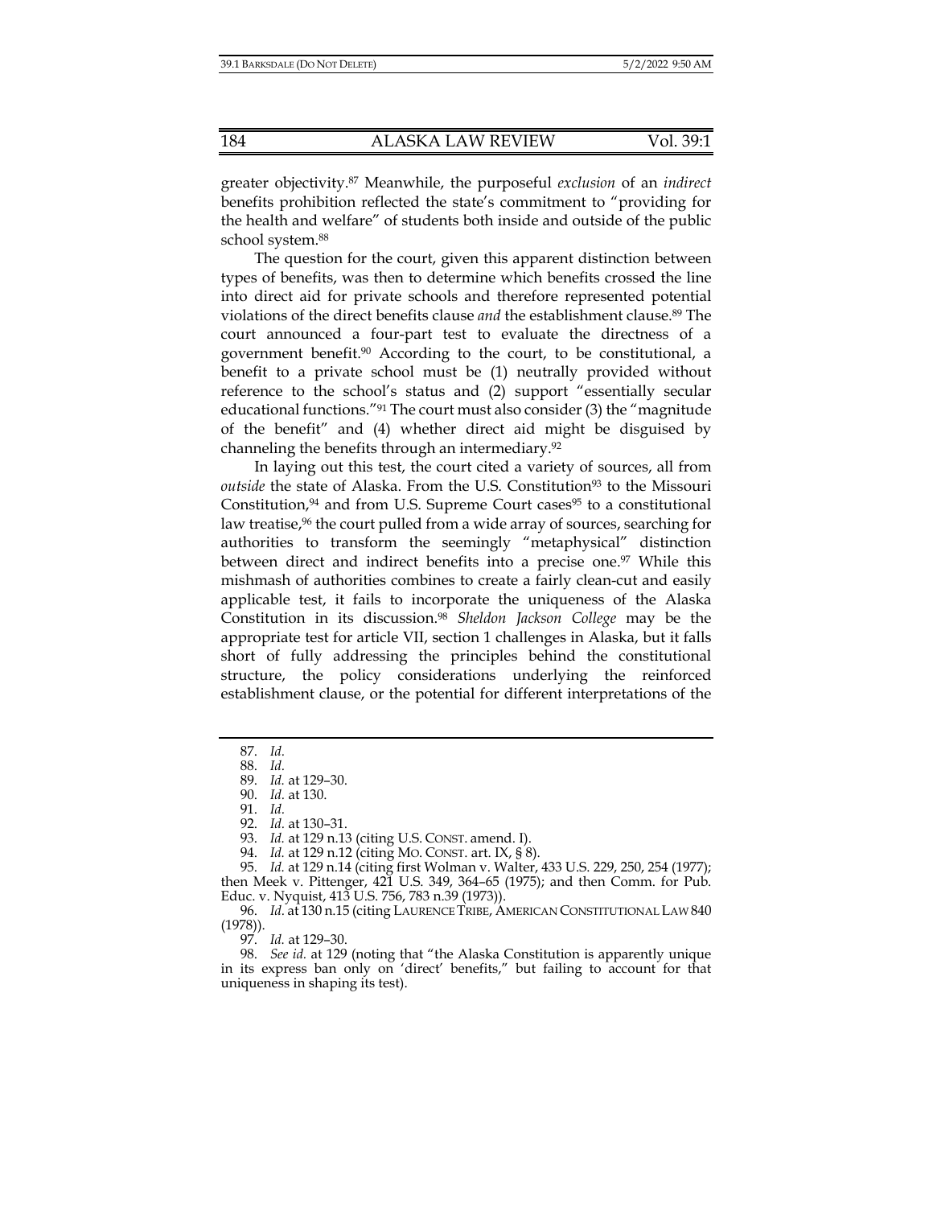greater objectivity.[87] Meanwhile, the purposeful *exclusion* of an *indirect* benefits prohibition reflected the state's commitment to "providing for the health and welfare" of students both inside and outside of the public school system.[88]

The question for the court, given this apparent distinction between types of benefits, was then to determine which benefits crossed the line into direct aid for private schools and therefore represented potential violations of the direct benefits clause *and* the establishment clause.[89] The court announced a four-part test to evaluate the directness of a government benefit.[90] According to the court, to be constitutional, a benefit to a private school must be (1) neutrally provided without reference to the school's status and (2) support "essentially secular educational functions."[91] The court must also consider (3) the "magnitude of the benefit" and (4) whether direct aid might be disguised by channeling the benefits through an intermediary.[92]

In laying out this test, the court cited a variety of sources, all from *outside* the state of Alaska. From the U.S. Constitution[93] to the Missouri Constitution,[94] and from U.S. Supreme Court cases[95] to a constitutional law treatise,[96] the court pulled from a wide array of sources, searching for authorities to transform the seemingly "metaphysical" distinction between direct and indirect benefits into a precise one.[97] While this mishmash of authorities combines to create a fairly clean-cut and easily applicable test, it fails to incorporate the uniqueness of the Alaska Constitution in its discussion.[98] *Sheldon Jackson College* may be the appropriate test for article VII, section 1 challenges in Alaska, but it falls short of fully addressing the principles behind the constitutional structure, the policy considerations underlying the reinforced establishment clause, or the potential for different interpretations of the

---

87. *Id.*

88. *Id.*

89. *Id.* at 129–30.

90. *Id.* at 130.

91. *Id.*

92. *Id.* at 130–31.

93. *Id.* at 129 n.13 (citing U.S. CONST. amend. I).

94. *Id.* at 129 n.12 (citing MO. CONST. art. IX, § 8).

95. *Id.* at 129 n.14 (citing first Wolman v. Walter, 433 U.S. 229, 250, 254 (1977); then Meek v. Pittenger, 421 U.S. 349, 364–65 (1975); and then Comm. for Pub. Educ. v. Nyquist, 413 U.S. 756, 783 n.39 (1973)).

96. *Id.* at 130 n.15 (citing LAURENCE TRIBE, AMERICAN CONSTITUTIONAL LAW 840 (1978)).

97. *Id.* at 129–30.

98. *See id.* at 129 (noting that "the Alaska Constitution is apparently unique in its express ban only on 'direct' benefits," but failing to account for that uniqueness in shaping its test).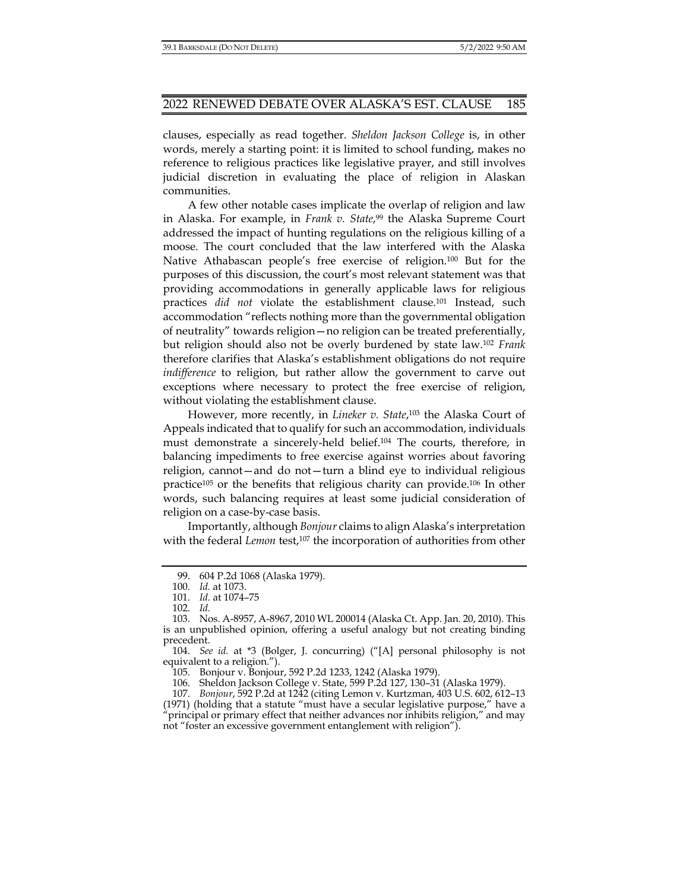clauses, especially as read together. *Sheldon Jackson College* is, in other words, merely a starting point: it is limited to school funding, makes no reference to religious practices like legislative prayer, and still involves judicial discretion in evaluating the place of religion in Alaskan communities.

A few other notable cases implicate the overlap of religion and law in Alaska. For example, in *Frank v. State*,[99] the Alaska Supreme Court addressed the impact of hunting regulations on the religious killing of a moose. The court concluded that the law interfered with the Alaska Native Athabascan people's free exercise of religion.[100] But for the purposes of this discussion, the court's most relevant statement was that providing accommodations in generally applicable laws for religious practices *did not* violate the establishment clause.[101] Instead, such accommodation "reflects nothing more than the governmental obligation of neutrality" towards religion—no religion can be treated preferentially, but religion should also not be overly burdened by state law.[102] *Frank* therefore clarifies that Alaska's establishment obligations do not require *indifference* to religion, but rather allow the government to carve out exceptions where necessary to protect the free exercise of religion, without violating the establishment clause.

However, more recently, in *Lineker v. State*,[103] the Alaska Court of Appeals indicated that to qualify for such an accommodation, individuals must demonstrate a sincerely-held belief.[104] The courts, therefore, in balancing impediments to free exercise against worries about favoring religion, cannot—and do not—turn a blind eye to individual religious practice[105] or the benefits that religious charity can provide.[106] In other words, such balancing requires at least some judicial consideration of religion on a case-by-case basis.

Importantly, although *Bonjour* claims to align Alaska's interpretation with the federal *Lemon* test,[107] the incorporation of authorities from other

---

99. 604 P.2d 1068 (Alaska 1979).

100. *Id.* at 1073.

101. *Id.* at 1074–75

102. *Id.*

103. Nos. A-8957, A-8967, 2010 WL 200014 (Alaska Ct. App. Jan. 20, 2010). This is an unpublished opinion, offering a useful analogy but not creating binding precedent.

104. *See id.* at *3 (Bolger, J. concurring) ("[A] personal philosophy is not equivalent to a religion.").

105. Bonjour v. Bonjour, 592 P.2d 1233, 1242 (Alaska 1979).

106. Sheldon Jackson College v. State, 599 P.2d 127, 130–31 (Alaska 1979).

107. *Bonjour*, 592 P.2d at 1242 (citing Lemon v. Kurtzman, 403 U.S. 602, 612–13 (1971) (holding that a statute "must have a secular legislative purpose," have a "principal or primary effect that neither advances nor inhibits religion," and may not "foster an excessive government entanglement with religion").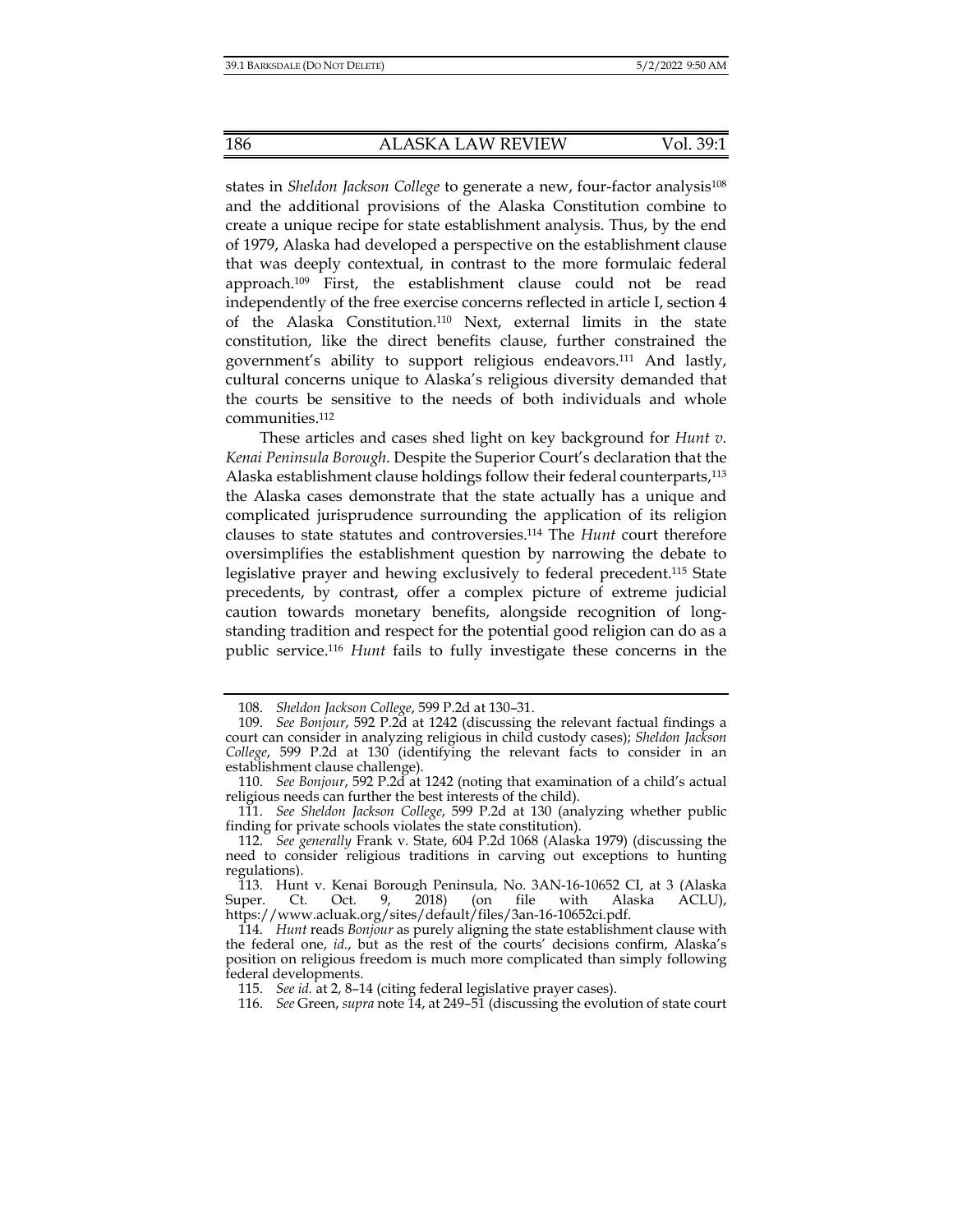states in *Sheldon Jackson College* to generate a new, four-factor analysis[108] and the additional provisions of the Alaska Constitution combine to create a unique recipe for state establishment analysis. Thus, by the end of 1979, Alaska had developed a perspective on the establishment clause that was deeply contextual, in contrast to the more formulaic federal approach.[109] First, the establishment clause could not be read independently of the free exercise concerns reflected in article I, section 4 of the Alaska Constitution.[110] Next, external limits in the state constitution, like the direct benefits clause, further constrained the government's ability to support religious endeavors.[111] And lastly, cultural concerns unique to Alaska's religious diversity demanded that the courts be sensitive to the needs of both individuals and whole communities.[112]

These articles and cases shed light on key background for *Hunt v. Kenai Peninsula Borough*. Despite the Superior Court's declaration that the Alaska establishment clause holdings follow their federal counterparts,[113] the Alaska cases demonstrate that the state actually has a unique and complicated jurisprudence surrounding the application of its religion clauses to state statutes and controversies.[114] The *Hunt* court therefore oversimplifies the establishment question by narrowing the debate to legislative prayer and hewing exclusively to federal precedent.[115] State precedents, by contrast, offer a complex picture of extreme judicial caution towards monetary benefits, alongside recognition of long-standing tradition and respect for the potential good religion can do as a public service.[116] *Hunt* fails to fully investigate these concerns in the

---

108. *Sheldon Jackson College*, 599 P.2d at 130–31.

109. *See Bonjour*, 592 P.2d at 1242 (discussing the relevant factual findings a court can consider in analyzing religious in child custody cases); *Sheldon Jackson College*, 599 P.2d at 130 (identifying the relevant facts to consider in an establishment clause challenge).

110. *See Bonjour*, 592 P.2d at 1242 (noting that examination of a child's actual religious needs can further the best interests of the child).

111. *See Sheldon Jackson College*, 599 P.2d at 130 (analyzing whether public finding for private schools violates the state constitution).

112. *See generally* Frank v. State, 604 P.2d 1068 (Alaska 1979) (discussing the need to consider religious traditions in carving out exceptions to hunting regulations).

113. Hunt v. Kenai Borough Peninsula, No. 3AN-16-10652 CI, at 3 (Alaska Super. Ct. Oct. 9, 2018) (on file with Alaska ACLU), https://www.acluak.org/sites/default/files/3an-16-10652ci.pdf.

114. *Hunt* reads *Bonjour* as purely aligning the state establishment clause with the federal one, *id.*, but as the rest of the courts' decisions confirm, Alaska's position on religious freedom is much more complicated than simply following federal developments.

115. *See id.* at 2, 8–14 (citing federal legislative prayer cases).

116. *See* Green, *supra* note 14, at 249–51 (discussing the evolution of state court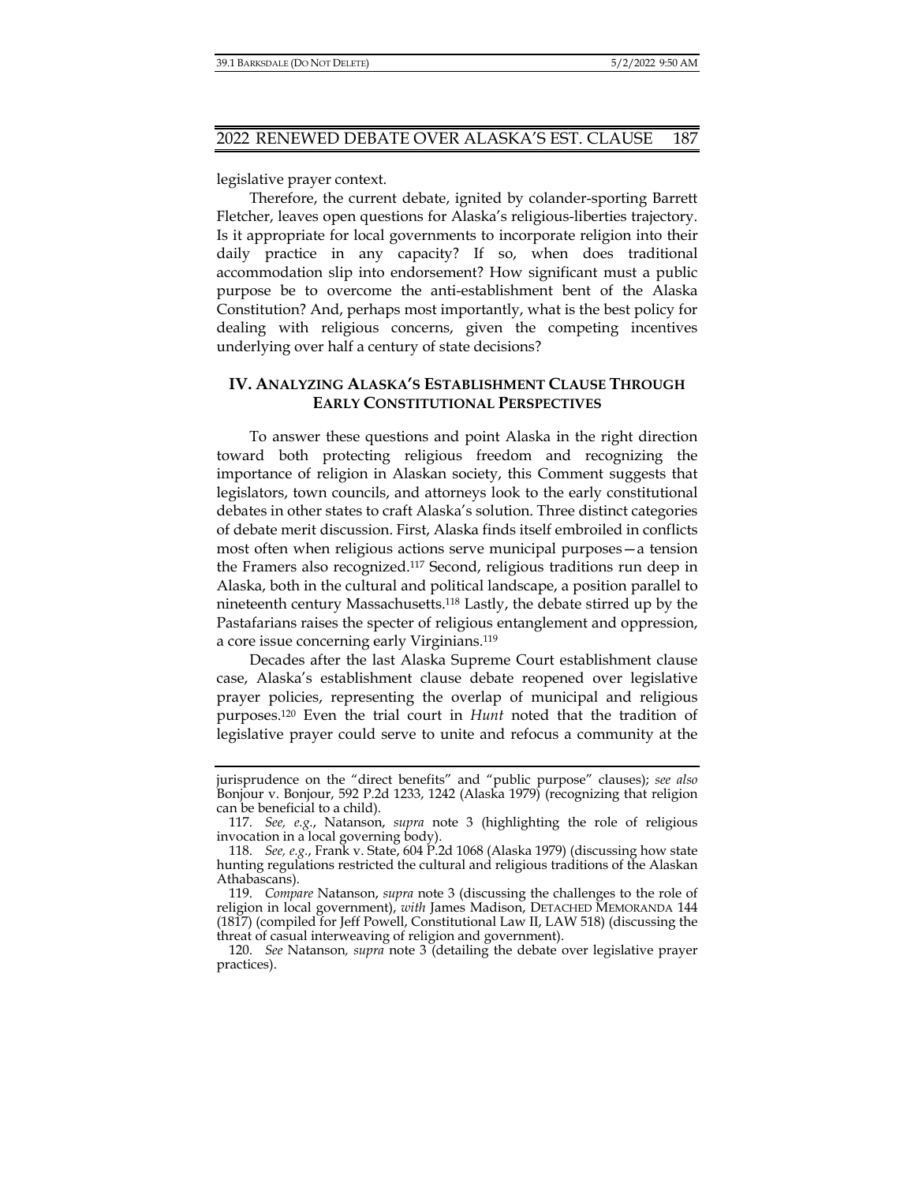legislative prayer context.

Therefore, the current debate, ignited by colander-sporting Barrett Fletcher, leaves open questions for Alaska's religious-liberties trajectory. Is it appropriate for local governments to incorporate religion into their daily practice in any capacity? If so, when does traditional accommodation slip into endorsement? How significant must a public purpose be to overcome the anti-establishment bent of the Alaska Constitution? And, perhaps most importantly, what is the best policy for dealing with religious concerns, given the competing incentives underlying over half a century of state decisions?

## IV. ANALYZING ALASKA'S ESTABLISHMENT CLAUSE THROUGH EARLY CONSTITUTIONAL PERSPECTIVES

To answer these questions and point Alaska in the right direction toward both protecting religious freedom and recognizing the importance of religion in Alaskan society, this Comment suggests that legislators, town councils, and attorneys look to the early constitutional debates in other states to craft Alaska's solution. Three distinct categories of debate merit discussion. First, Alaska finds itself embroiled in conflicts most often when religious actions serve municipal purposes—a tension the Framers also recognized.[117] Second, religious traditions run deep in Alaska, both in the cultural and political landscape, a position parallel to nineteenth century Massachusetts.[118] Lastly, the debate stirred up by the Pastafarians raises the specter of religious entanglement and oppression, a core issue concerning early Virginians.[119]

Decades after the last Alaska Supreme Court establishment clause case, Alaska's establishment clause debate reopened over legislative prayer policies, representing the overlap of municipal and religious purposes.[120] Even the trial court in *Hunt* noted that the tradition of legislative prayer could serve to unite and refocus a community at the

---

jurisprudence on the "direct benefits" and "public purpose" clauses); *see also* Bonjour v. Bonjour, 592 P.2d 1233, 1242 (Alaska 1979) (recognizing that religion can be beneficial to a child).

117. *See, e.g.*, Natanson, *supra* note 3 (highlighting the role of religious invocation in a local governing body).

118. *See, e.g.*, Frank v. State, 604 P.2d 1068 (Alaska 1979) (discussing how state hunting regulations restricted the cultural and religious traditions of the Alaskan Athabascans).

119. *Compare* Natanson, *supra* note 3 (discussing the challenges to the role of religion in local government), *with* James Madison, DETACHED MEMORANDA 144 (1817) (compiled for Jeff Powell, Constitutional Law II, LAW 518) (discussing the threat of casual interweaving of religion and government).

120. *See* Natanson*, supra* note 3 (detailing the debate over legislative prayer practices).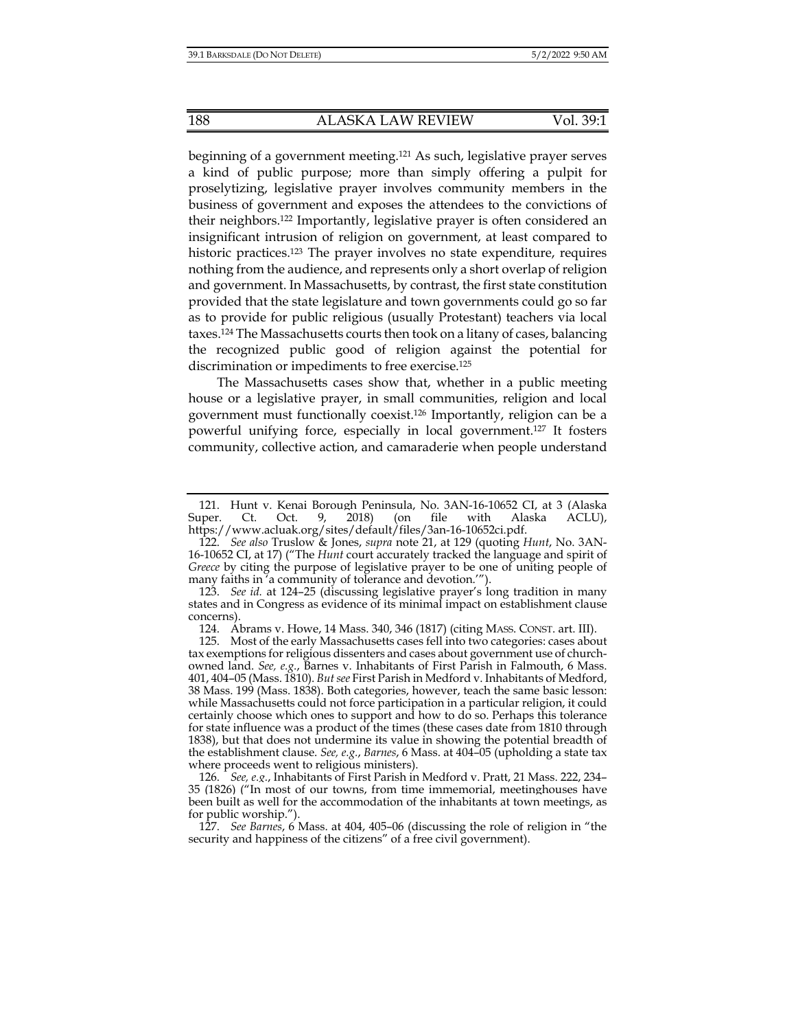beginning of a government meeting.[121] As such, legislative prayer serves a kind of public purpose; more than simply offering a pulpit for proselytizing, legislative prayer involves community members in the business of government and exposes the attendees to the convictions of their neighbors.[122] Importantly, legislative prayer is often considered an insignificant intrusion of religion on government, at least compared to historic practices.[123] The prayer involves no state expenditure, requires nothing from the audience, and represents only a short overlap of religion and government. In Massachusetts, by contrast, the first state constitution provided that the state legislature and town governments could go so far as to provide for public religious (usually Protestant) teachers via local taxes.[124] The Massachusetts courts then took on a litany of cases, balancing the recognized public good of religion against the potential for discrimination or impediments to free exercise.[125]

The Massachusetts cases show that, whether in a public meeting house or a legislative prayer, in small communities, religion and local government must functionally coexist.[126] Importantly, religion can be a powerful unifying force, especially in local government.[127] It fosters community, collective action, and camaraderie when people understand

---

121. Hunt v. Kenai Borough Peninsula, No. 3AN-16-10652 CI, at 3 (Alaska Super. Ct. Oct. 9, 2018) (on file with Alaska ACLU), https://www.acluak.org/sites/default/files/3an-16-10652ci.pdf.

122. *See also* Truslow & Jones, *supra* note 21, at 129 (quoting *Hunt*, No. 3AN-16-10652 CI, at 17) ("The *Hunt* court accurately tracked the language and spirit of *Greece* by citing the purpose of legislative prayer to be one of uniting people of many faiths in 'a community of tolerance and devotion.'").

123. *See id.* at 124–25 (discussing legislative prayer's long tradition in many states and in Congress as evidence of its minimal impact on establishment clause concerns).

124. Abrams v. Howe, 14 Mass. 340, 346 (1817) (citing MASS. CONST. art. III).

125. Most of the early Massachusetts cases fell into two categories: cases about tax exemptions for religious dissenters and cases about government use of church-owned land. *See, e.g.*, Barnes v. Inhabitants of First Parish in Falmouth, 6 Mass. 401, 404–05 (Mass. 1810). *But see* First Parish in Medford v. Inhabitants of Medford, 38 Mass. 199 (Mass. 1838). Both categories, however, teach the same basic lesson: while Massachusetts could not force participation in a particular religion, it could certainly choose which ones to support and how to do so. Perhaps this tolerance for state influence was a product of the times (these cases date from 1810 through 1838), but that does not undermine its value in showing the potential breadth of the establishment clause. *See, e.g.*, *Barnes*, 6 Mass. at 404–05 (upholding a state tax where proceeds went to religious ministers).

126. *See, e.g.*, Inhabitants of First Parish in Medford v. Pratt, 21 Mass. 222, 234–35 (1826) ("In most of our towns, from time immemorial, meetinghouses have been built as well for the accommodation of the inhabitants at town meetings, as for public worship.").

127. *See Barnes*, 6 Mass. at 404, 405–06 (discussing the role of religion in "the security and happiness of the citizens" of a free civil government).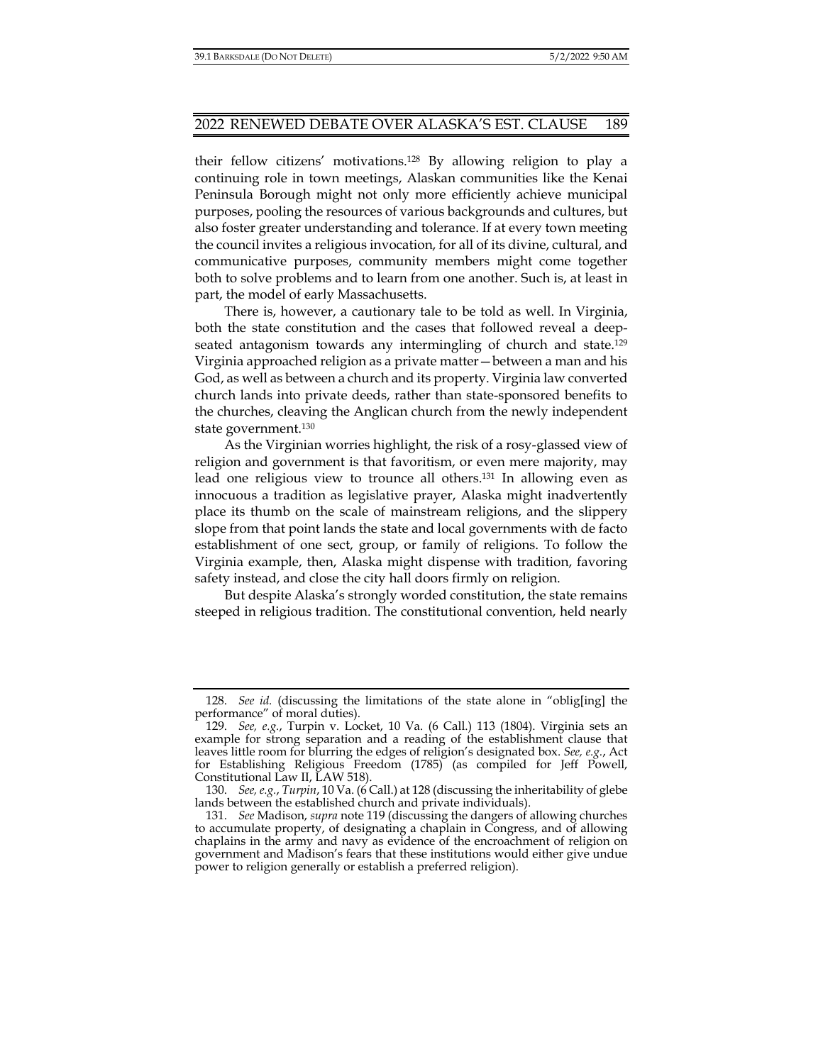their fellow citizens' motivations.[128] By allowing religion to play a continuing role in town meetings, Alaskan communities like the Kenai Peninsula Borough might not only more efficiently achieve municipal purposes, pooling the resources of various backgrounds and cultures, but also foster greater understanding and tolerance. If at every town meeting the council invites a religious invocation, for all of its divine, cultural, and communicative purposes, community members might come together both to solve problems and to learn from one another. Such is, at least in part, the model of early Massachusetts.

There is, however, a cautionary tale to be told as well. In Virginia, both the state constitution and the cases that followed reveal a deep-seated antagonism towards any intermingling of church and state.[129] Virginia approached religion as a private matter—between a man and his God, as well as between a church and its property. Virginia law converted church lands into private deeds, rather than state-sponsored benefits to the churches, cleaving the Anglican church from the newly independent state government.[130]

As the Virginian worries highlight, the risk of a rosy-glassed view of religion and government is that favoritism, or even mere majority, may lead one religious view to trounce all others.[131] In allowing even as innocuous a tradition as legislative prayer, Alaska might inadvertently place its thumb on the scale of mainstream religions, and the slippery slope from that point lands the state and local governments with de facto establishment of one sect, group, or family of religions. To follow the Virginia example, then, Alaska might dispense with tradition, favoring safety instead, and close the city hall doors firmly on religion.

But despite Alaska's strongly worded constitution, the state remains steeped in religious tradition. The constitutional convention, held nearly

---

128. *See id.* (discussing the limitations of the state alone in "oblig[ing] the performance" of moral duties).

129. *See, e.g.*, Turpin v. Locket, 10 Va. (6 Call.) 113 (1804). Virginia sets an example for strong separation and a reading of the establishment clause that leaves little room for blurring the edges of religion's designated box. *See, e.g.*, Act for Establishing Religious Freedom (1785) (as compiled for Jeff Powell, Constitutional Law II, LAW 518).

130. *See, e.g.*, *Turpin*, 10 Va. (6 Call.) at 128 (discussing the inheritability of glebe lands between the established church and private individuals).

131. *See* Madison, *supra* note 119 (discussing the dangers of allowing churches to accumulate property, of designating a chaplain in Congress, and of allowing chaplains in the army and navy as evidence of the encroachment of religion on government and Madison's fears that these institutions would either give undue power to religion generally or establish a preferred religion).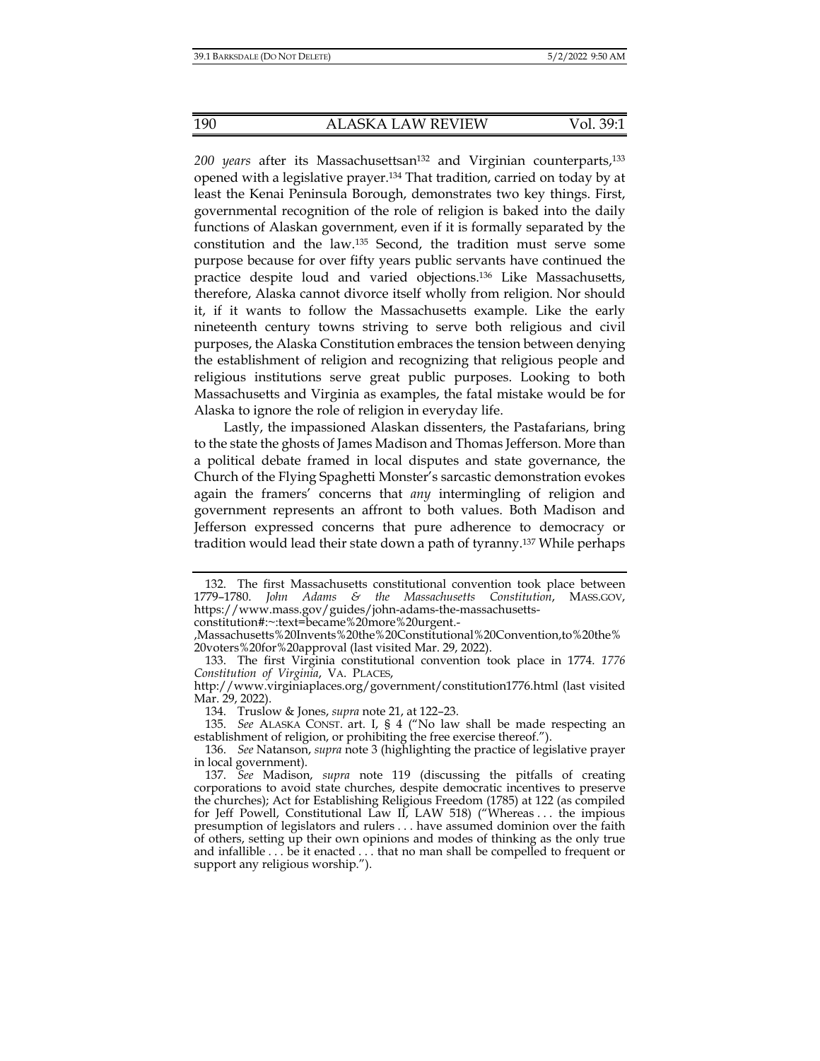*200 years* after its Massachusettsan[132] and Virginian counterparts,[133] opened with a legislative prayer.[134] That tradition, carried on today by at least the Kenai Peninsula Borough, demonstrates two key things. First, governmental recognition of the role of religion is baked into the daily functions of Alaskan government, even if it is formally separated by the constitution and the law.[135] Second, the tradition must serve some purpose because for over fifty years public servants have continued the practice despite loud and varied objections.[136] Like Massachusetts, therefore, Alaska cannot divorce itself wholly from religion. Nor should it, if it wants to follow the Massachusetts example. Like the early nineteenth century towns striving to serve both religious and civil purposes, the Alaska Constitution embraces the tension between denying the establishment of religion and recognizing that religious people and religious institutions serve great public purposes. Looking to both Massachusetts and Virginia as examples, the fatal mistake would be for Alaska to ignore the role of religion in everyday life.

Lastly, the impassioned Alaskan dissenters, the Pastafarians, bring to the state the ghosts of James Madison and Thomas Jefferson. More than a political debate framed in local disputes and state governance, the Church of the Flying Spaghetti Monster's sarcastic demonstration evokes again the framers' concerns that *any* intermingling of religion and government represents an affront to both values. Both Madison and Jefferson expressed concerns that pure adherence to democracy or tradition would lead their state down a path of tyranny.[137] While perhaps

---

132. The first Massachusetts constitutional convention took place between 1779–1780. *John Adams & the Massachusetts Constitution*, MASS.GOV, https://www.mass.gov/guides/john-adams-the-massachusetts-constitution#:~:text=became%20more%20urgent.-,Massachusetts%20Invents%20the%20Constitutional%20Convention,to%20the%20voters%20for%20approval (last visited Mar. 29, 2022).

133. The first Virginia constitutional convention took place in 1774. *1776 Constitution of Virginia*, VA. PLACES, http://www.virginiaplaces.org/government/constitution1776.html (last visited Mar. 29, 2022).

134. Truslow & Jones, *supra* note 21, at 122–23.

135. *See* ALASKA CONST. art. I, § 4 ("No law shall be made respecting an establishment of religion, or prohibiting the free exercise thereof.").

136. *See* Natanson, *supra* note 3 (highlighting the practice of legislative prayer in local government).

137. *See* Madison, *supra* note 119 (discussing the pitfalls of creating corporations to avoid state churches, despite democratic incentives to preserve the churches); Act for Establishing Religious Freedom (1785) at 122 (as compiled for Jeff Powell, Constitutional Law II, LAW 518) ("Whereas . . . the impious presumption of legislators and rulers . . . have assumed dominion over the faith of others, setting up their own opinions and modes of thinking as the only true and infallible . . . be it enacted . . . that no man shall be compelled to frequent or support any religious worship.").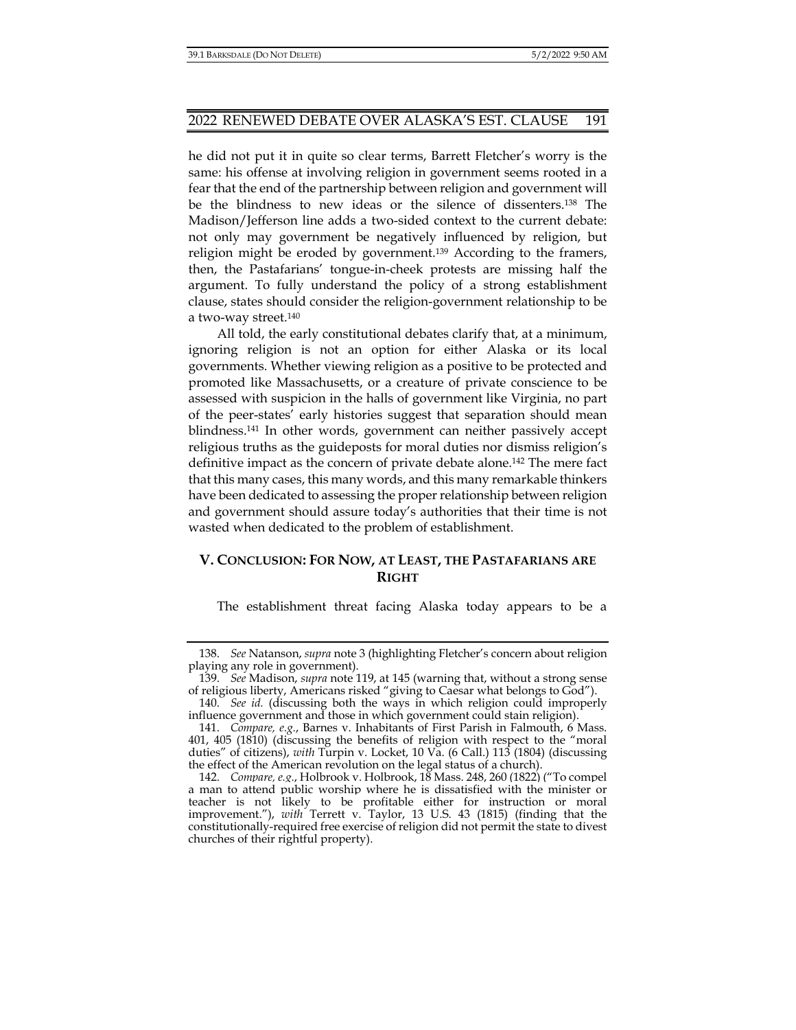he did not put it in quite so clear terms, Barrett Fletcher's worry is the same: his offense at involving religion in government seems rooted in a fear that the end of the partnership between religion and government will be the blindness to new ideas or the silence of dissenters.[138] The Madison/Jefferson line adds a two-sided context to the current debate: not only may government be negatively influenced by religion, but religion might be eroded by government.[139] According to the framers, then, the Pastafarians' tongue-in-cheek protests are missing half the argument. To fully understand the policy of a strong establishment clause, states should consider the religion-government relationship to be a two-way street.[140]

All told, the early constitutional debates clarify that, at a minimum, ignoring religion is not an option for either Alaska or its local governments. Whether viewing religion as a positive to be protected and promoted like Massachusetts, or a creature of private conscience to be assessed with suspicion in the halls of government like Virginia, no part of the peer-states' early histories suggest that separation should mean blindness.[141] In other words, government can neither passively accept religious truths as the guideposts for moral duties nor dismiss religion's definitive impact as the concern of private debate alone.[142] The mere fact that this many cases, this many words, and this many remarkable thinkers have been dedicated to assessing the proper relationship between religion and government should assure today's authorities that their time is not wasted when dedicated to the problem of establishment.

## V. CONCLUSION: FOR NOW, AT LEAST, THE PASTAFARIANS ARE RIGHT

The establishment threat facing Alaska today appears to be a

---

138. *See* Natanson, *supra* note 3 (highlighting Fletcher's concern about religion playing any role in government).

139. *See* Madison, *supra* note 119, at 145 (warning that, without a strong sense of religious liberty, Americans risked "giving to Caesar what belongs to God").

140. *See id.* (discussing both the ways in which religion could improperly influence government and those in which government could stain religion).

141. *Compare, e.g.*, Barnes v. Inhabitants of First Parish in Falmouth, 6 Mass. 401, 405 (1810) (discussing the benefits of religion with respect to the "moral duties" of citizens), *with* Turpin v. Locket, 10 Va. (6 Call.) 113 (1804) (discussing the effect of the American revolution on the legal status of a church).

142. *Compare, e.g.*, Holbrook v. Holbrook, 18 Mass. 248, 260 (1822) ("To compel a man to attend public worship where he is dissatisfied with the minister or teacher is not likely to be profitable either for instruction or moral improvement."), *with* Terrett v. Taylor, 13 U.S. 43 (1815) (finding that the constitutionally-required free exercise of religion did not permit the state to divest churches of their rightful property).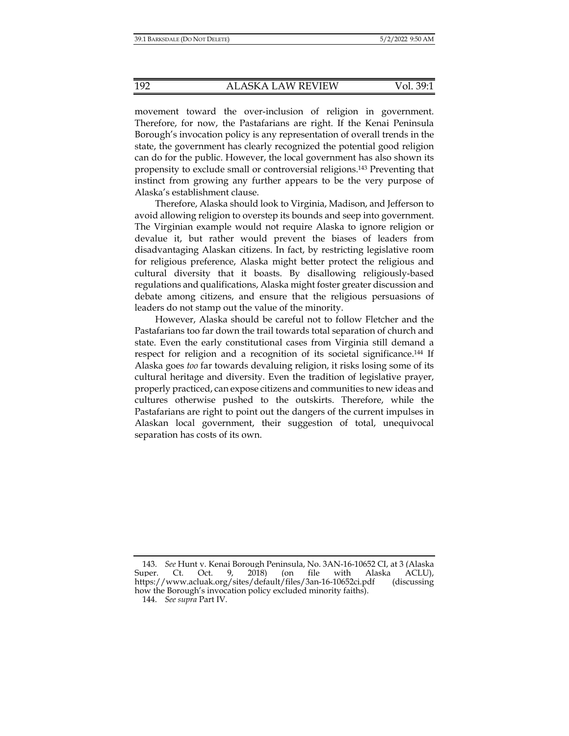movement toward the over-inclusion of religion in government. Therefore, for now, the Pastafarians are right. If the Kenai Peninsula Borough's invocation policy is any representation of overall trends in the state, the government has clearly recognized the potential good religion can do for the public. However, the local government has also shown its propensity to exclude small or controversial religions.[143] Preventing that instinct from growing any further appears to be the very purpose of Alaska's establishment clause.

Therefore, Alaska should look to Virginia, Madison, and Jefferson to avoid allowing religion to overstep its bounds and seep into government. The Virginian example would not require Alaska to ignore religion or devalue it, but rather would prevent the biases of leaders from disadvantaging Alaskan citizens. In fact, by restricting legislative room for religious preference, Alaska might better protect the religious and cultural diversity that it boasts. By disallowing religiously-based regulations and qualifications, Alaska might foster greater discussion and debate among citizens, and ensure that the religious persuasions of leaders do not stamp out the value of the minority.

However, Alaska should be careful not to follow Fletcher and the Pastafarians too far down the trail towards total separation of church and state. Even the early constitutional cases from Virginia still demand a respect for religion and a recognition of its societal significance.[144] If Alaska goes *too* far towards devaluing religion, it risks losing some of its cultural heritage and diversity. Even the tradition of legislative prayer, properly practiced, can expose citizens and communities to new ideas and cultures otherwise pushed to the outskirts. Therefore, while the Pastafarians are right to point out the dangers of the current impulses in Alaskan local government, their suggestion of total, unequivocal separation has costs of its own.

---

143. *See* Hunt v. Kenai Borough Peninsula, No. 3AN-16-10652 CI, at 3 (Alaska Super. Ct. Oct. 9, 2018) (on file with Alaska ACLU), https://www.acluak.org/sites/default/files/3an-16-10652ci.pdf (discussing how the Borough's invocation policy excluded minority faiths).

144. *See supra* Part IV.